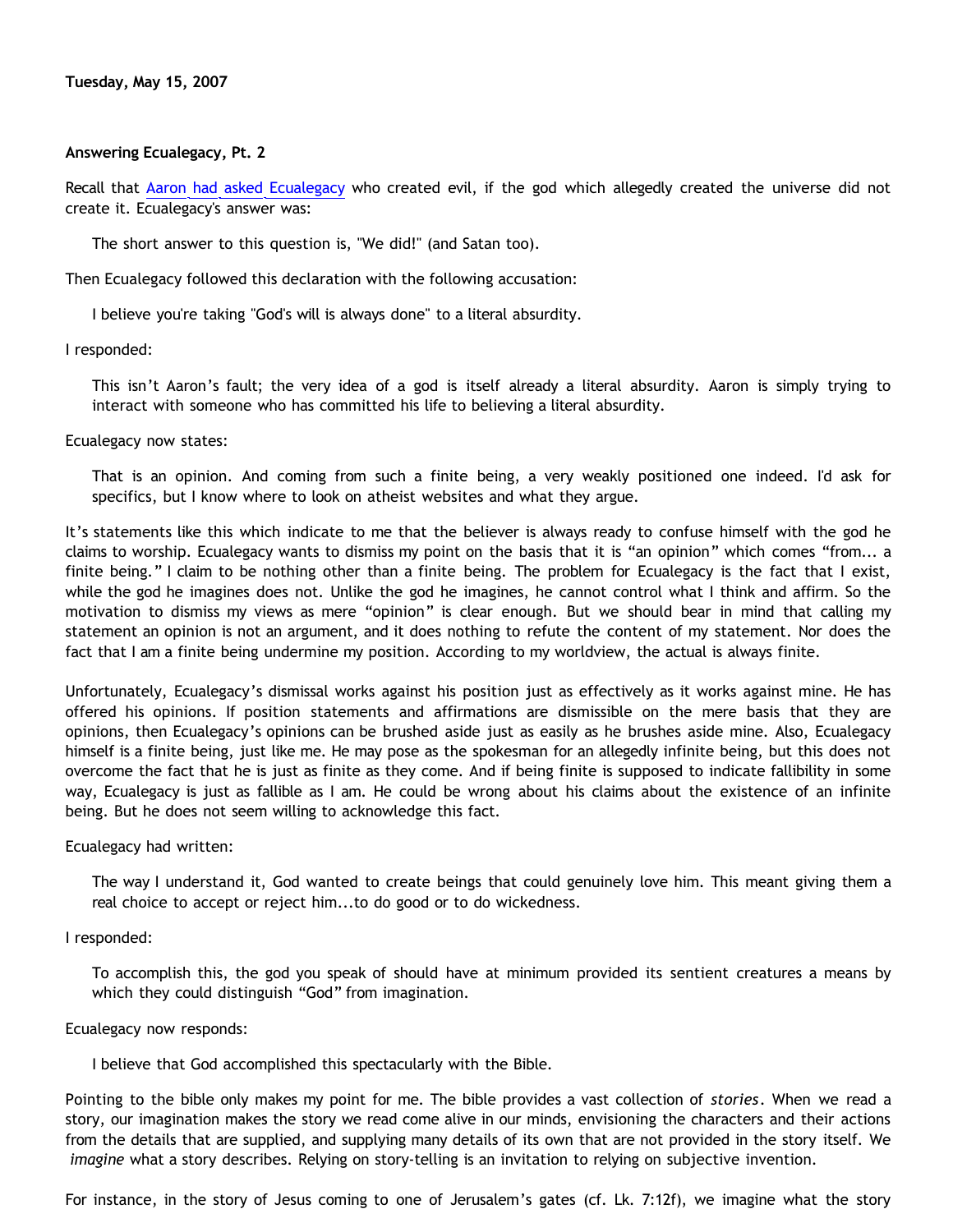**Tuesday, May 15, 2007**

**Answering Ecualegacy, Pt. 2**

Recall that Aaron had asked Ecualegacy who created evil, if the god which allegedly created the universe did not create it. Ecualegacy's answer was:

> The short answer to this question is, "We did!" (and Satan too).

Then Ecualegacy followed this declaration with the following accusation:

> I believe you're taking "God's will is always done" to a literal absurdity.

I responded:

> This isn't Aaron's fault; the very idea of a god is itself already a literal absurdity. Aaron is simply trying to interact with someone who has committed his life to believing a literal absurdity.

Ecualegacy now states:

> That is an opinion. And coming from such a finite being, a very weakly positioned one indeed. I'd ask for specifics, but I know where to look on atheist websites and what they argue.

It's statements like this which indicate to me that the believer is always ready to confuse himself with the god he claims to worship. Ecualegacy wants to dismiss my point on the basis that it is "an opinion" which comes "from... a finite being." I claim to be nothing other than a finite being. The problem for Ecualegacy is the fact that I exist, while the god he imagines does not. Unlike the god he imagines, he cannot control what I think and affirm. So the motivation to dismiss my views as mere "opinion" is clear enough. But we should bear in mind that calling my statement an opinion is not an argument, and it does nothing to refute the content of my statement. Nor does the fact that I am a finite being undermine my position. According to my worldview, the actual is always finite.

Unfortunately, Ecualegacy's dismissal works against his position just as effectively as it works against mine. He has offered his opinions. If position statements and affirmations are dismissible on the mere basis that they are opinions, then Ecualegacy's opinions can be brushed aside just as easily as he brushes aside mine. Also, Ecualegacy himself is a finite being, just like me. He may pose as the spokesman for an allegedly infinite being, but this does not overcome the fact that he is just as finite as they come. And if being finite is supposed to indicate fallibility in some way, Ecualegacy is just as fallible as I am. He could be wrong about his claims about the existence of an infinite being. But he does not seem willing to acknowledge this fact.

Ecualegacy had written:

> The way I understand it, God wanted to create beings that could genuinely love him. This meant giving them a real choice to accept or reject him...to do good or to do wickedness.

I responded:

> To accomplish this, the god you speak of should have at minimum provided its sentient creatures a means by which they could distinguish "God" from imagination.

Ecualegacy now responds:

> I believe that God accomplished this spectacularly with the Bible.

Pointing to the bible only makes my point for me. The bible provides a vast collection of *stories*. When we read a story, our imagination makes the story we read come alive in our minds, envisioning the characters and their actions from the details that are supplied, and supplying many details of its own that are not provided in the story itself. We *imagine* what a story describes. Relying on story-telling is an invitation to relying on subjective invention.

For instance, in the story of Jesus coming to one of Jerusalem's gates (cf. Lk. 7:12f), we imagine what the story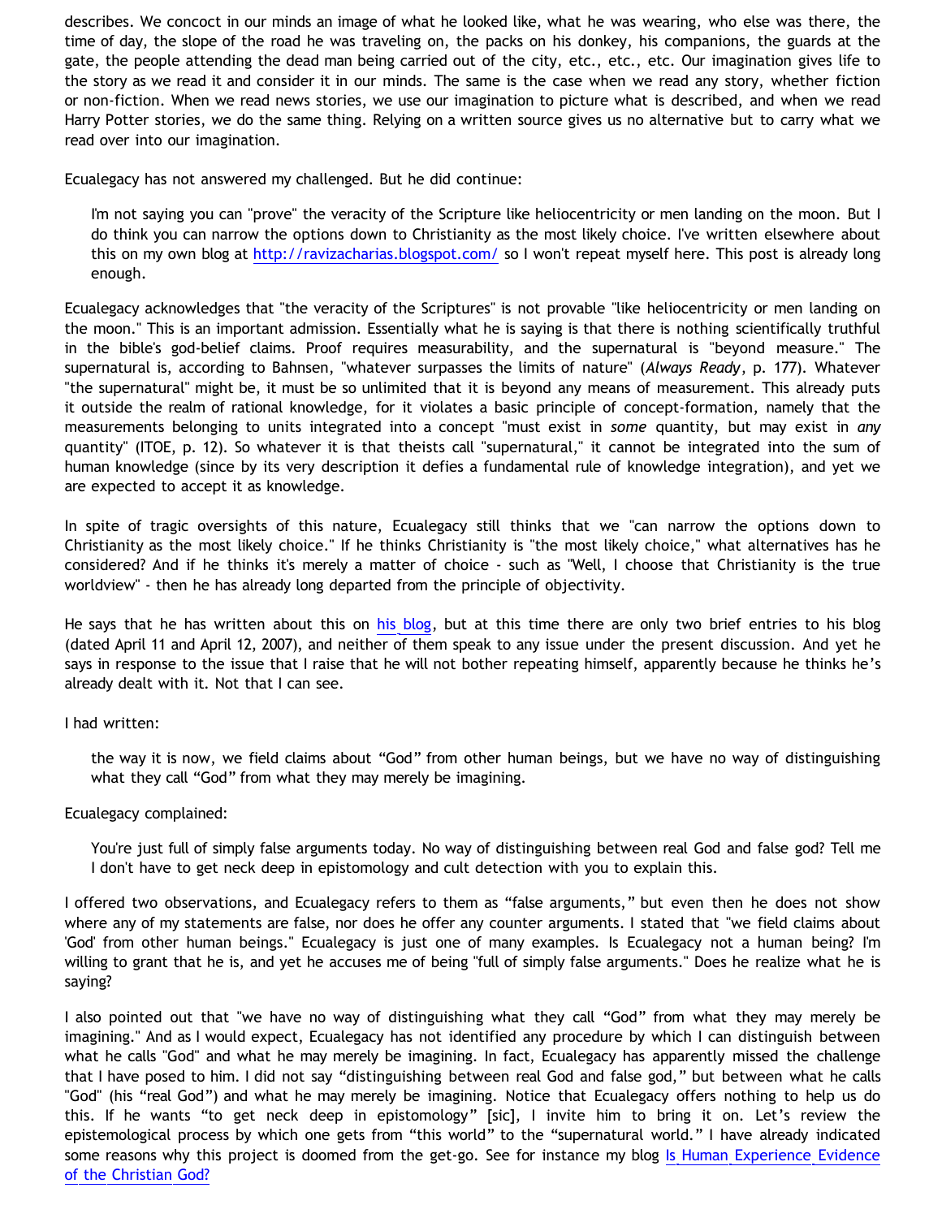describes. We concoct in our minds an image of what he looked like, what he was wearing, who else was there, the time of day, the slope of the road he was traveling on, the packs on his donkey, his companions, the guards at the gate, the people attending the dead man being carried out of the city, etc., etc., etc. Our imagination gives life to the story as we read it and consider it in our minds. The same is the case when we read any story, whether fiction or non-fiction. When we read news stories, we use our imagination to picture what is described, and when we read Harry Potter stories, we do the same thing. Relying on a written source gives us no alternative but to carry what we read over into our imagination.

Ecualegacy has not answered my challenged. But he did continue:

> I'm not saying you can "prove" the veracity of the Scripture like heliocentricity or men landing on the moon. But I do think you can narrow the options down to Christianity as the most likely choice. I've written elsewhere about this on my own blog at http://ravizacharias.blogspot.com/ so I won't repeat myself here. This post is already long enough.

Ecualegacy acknowledges that "the veracity of the Scriptures" is not provable "like heliocentricity or men landing on the moon." This is an important admission. Essentially what he is saying is that there is nothing scientifically truthful in the bible's god-belief claims. Proof requires measurability, and the supernatural is "beyond measure." The supernatural is, according to Bahnsen, "whatever surpasses the limits of nature" (*Always Ready*, p. 177). Whatever "the supernatural" might be, it must be so unlimited that it is beyond any means of measurement. This already puts it outside the realm of rational knowledge, for it violates a basic principle of concept-formation, namely that the measurements belonging to units integrated into a concept "must exist in *some* quantity, but may exist in *any* quantity" (ITOE, p. 12). So whatever it is that theists call "supernatural," it cannot be integrated into the sum of human knowledge (since by its very description it defies a fundamental rule of knowledge integration), and yet we are expected to accept it as knowledge.

In spite of tragic oversights of this nature, Ecualegacy still thinks that we "can narrow the options down to Christianity as the most likely choice." If he thinks Christianity is "the most likely choice," what alternatives has he considered? And if he thinks it's merely a matter of choice - such as "Well, I choose that Christianity is the true worldview" - then he has already long departed from the principle of objectivity.

He says that he has written about this on his blog, but at this time there are only two brief entries to his blog (dated April 11 and April 12, 2007), and neither of them speak to any issue under the present discussion. And yet he says in response to the issue that I raise that he will not bother repeating himself, apparently because he thinks he's already dealt with it. Not that I can see.

I had written:

> the way it is now, we field claims about "God" from other human beings, but we have no way of distinguishing what they call "God" from what they may merely be imagining.

Ecualegacy complained:

> You're just full of simply false arguments today. No way of distinguishing between real God and false god? Tell me I don't have to get neck deep in epistomology and cult detection with you to explain this.

I offered two observations, and Ecualegacy refers to them as "false arguments," but even then he does not show where any of my statements are false, nor does he offer any counter arguments. I stated that "we field claims about 'God' from other human beings." Ecualegacy is just one of many examples. Is Ecualegacy not a human being? I'm willing to grant that he is, and yet he accuses me of being "full of simply false arguments." Does he realize what he is saying?

I also pointed out that "we have no way of distinguishing what they call "God" from what they may merely be imagining." And as I would expect, Ecualegacy has not identified any procedure by which I can distinguish between what he calls "God" and what he may merely be imagining. In fact, Ecualegacy has apparently missed the challenge that I have posed to him. I did not say "distinguishing between real God and false god," but between what he calls "God" (his "real God") and what he may merely be imagining. Notice that Ecualegacy offers nothing to help us do this. If he wants "to get neck deep in epistomology" [sic], I invite him to bring it on. Let's review the epistemological process by which one gets from "this world" to the "supernatural world." I have already indicated some reasons why this project is doomed from the get-go. See for instance my blog Is Human Experience Evidence of the Christian God?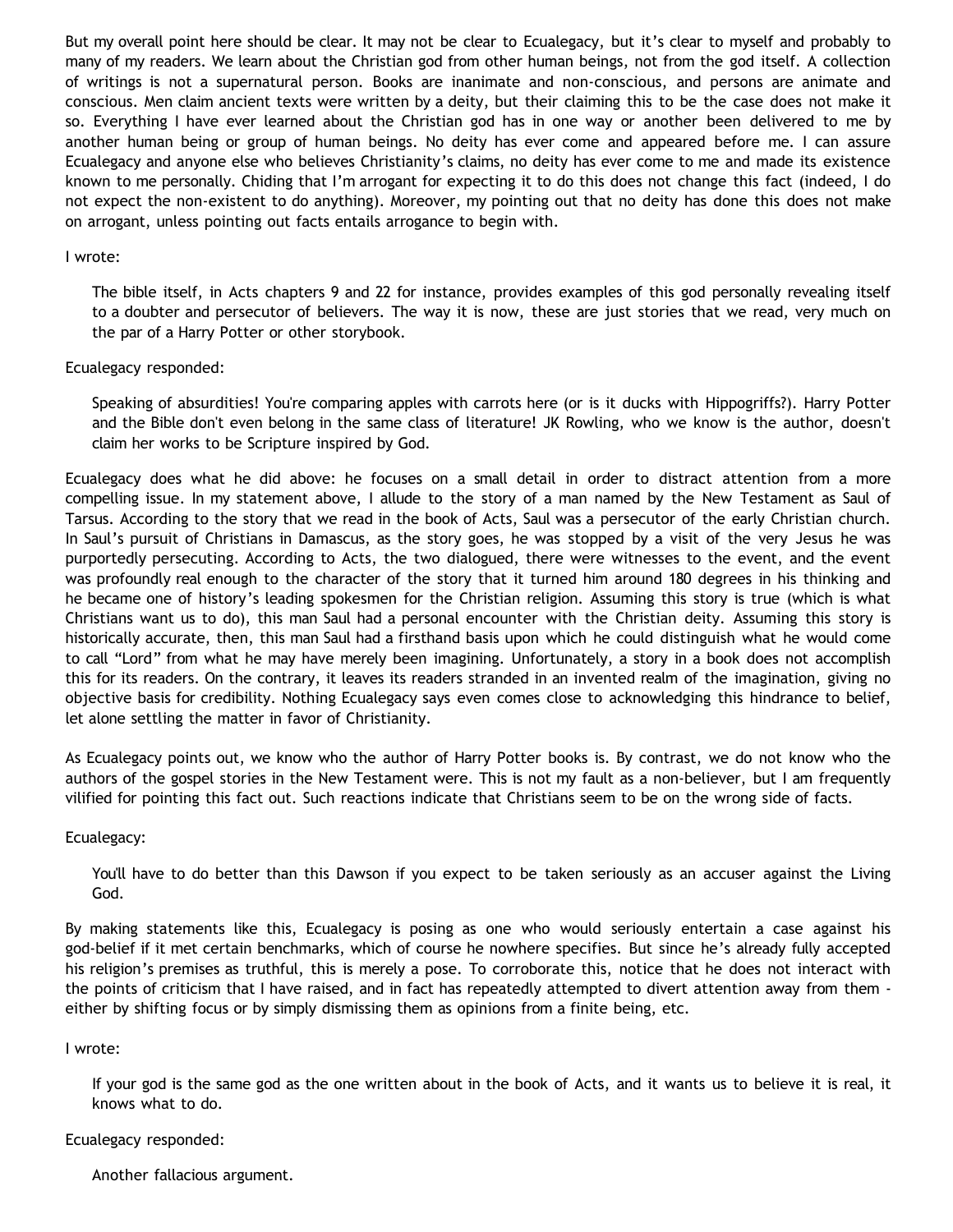But my overall point here should be clear. It may not be clear to Ecualegacy, but it's clear to myself and probably to many of my readers. We learn about the Christian god from other human beings, not from the god itself. A collection of writings is not a supernatural person. Books are inanimate and non-conscious, and persons are animate and conscious. Men claim ancient texts were written by a deity, but their claiming this to be the case does not make it so. Everything I have ever learned about the Christian god has in one way or another been delivered to me by another human being or group of human beings. No deity has ever come and appeared before me. I can assure Ecualegacy and anyone else who believes Christianity's claims, no deity has ever come to me and made its existence known to me personally. Chiding that I'm arrogant for expecting it to do this does not change this fact (indeed, I do not expect the non-existent to do anything). Moreover, my pointing out that no deity has done this does not make on arrogant, unless pointing out facts entails arrogance to begin with.

I wrote:

> The bible itself, in Acts chapters 9 and 22 for instance, provides examples of this god personally revealing itself to a doubter and persecutor of believers. The way it is now, these are just stories that we read, very much on the par of a Harry Potter or other storybook.

Ecualegacy responded:

> Speaking of absurdities! You're comparing apples with carrots here (or is it ducks with Hippogriffs?). Harry Potter and the Bible don't even belong in the same class of literature! JK Rowling, who we know is the author, doesn't claim her works to be Scripture inspired by God.

Ecualegacy does what he did above: he focuses on a small detail in order to distract attention from a more compelling issue. In my statement above, I allude to the story of a man named by the New Testament as Saul of Tarsus. According to the story that we read in the book of Acts, Saul was a persecutor of the early Christian church. In Saul's pursuit of Christians in Damascus, as the story goes, he was stopped by a visit of the very Jesus he was purportedly persecuting. According to Acts, the two dialogued, there were witnesses to the event, and the event was profoundly real enough to the character of the story that it turned him around 180 degrees in his thinking and he became one of history's leading spokesmen for the Christian religion. Assuming this story is true (which is what Christians want us to do), this man Saul had a personal encounter with the Christian deity. Assuming this story is historically accurate, then, this man Saul had a firsthand basis upon which he could distinguish what he would come to call "Lord" from what he may have merely been imagining. Unfortunately, a story in a book does not accomplish this for its readers. On the contrary, it leaves its readers stranded in an invented realm of the imagination, giving no objective basis for credibility. Nothing Ecualegacy says even comes close to acknowledging this hindrance to belief, let alone settling the matter in favor of Christianity.

As Ecualegacy points out, we know who the author of Harry Potter books is. By contrast, we do not know who the authors of the gospel stories in the New Testament were. This is not my fault as a non-believer, but I am frequently vilified for pointing this fact out. Such reactions indicate that Christians seem to be on the wrong side of facts.

Ecualegacy:

> You'll have to do better than this Dawson if you expect to be taken seriously as an accuser against the Living God.

By making statements like this, Ecualegacy is posing as one who would seriously entertain a case against his god-belief if it met certain benchmarks, which of course he nowhere specifies. But since he's already fully accepted his religion's premises as truthful, this is merely a pose. To corroborate this, notice that he does not interact with the points of criticism that I have raised, and in fact has repeatedly attempted to divert attention away from them - either by shifting focus or by simply dismissing them as opinions from a finite being, etc.

I wrote:

> If your god is the same god as the one written about in the book of Acts, and it wants us to believe it is real, it knows what to do.

Ecualegacy responded:

> Another fallacious argument.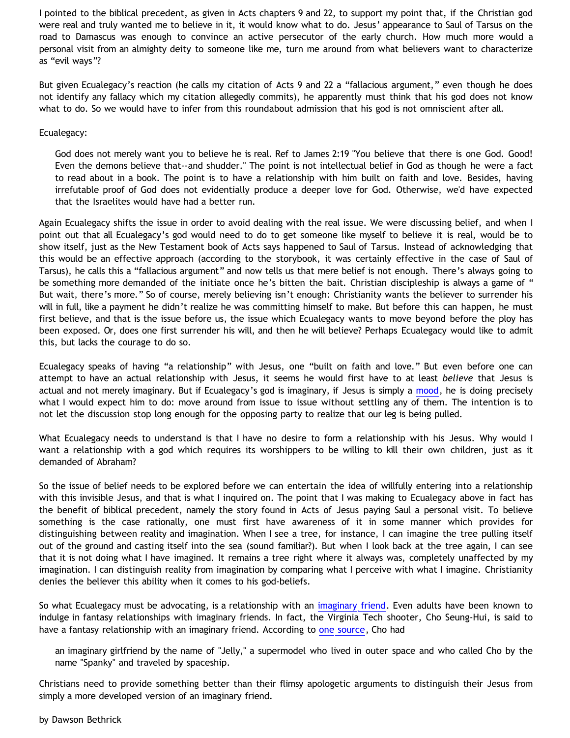I pointed to the biblical precedent, as given in Acts chapters 9 and 22, to support my point that, if the Christian god were real and truly wanted me to believe in it, it would know what to do. Jesus' appearance to Saul of Tarsus on the road to Damascus was enough to convince an active persecutor of the early church. How much more would a personal visit from an almighty deity to someone like me, turn me around from what believers want to characterize as "evil ways"?

But given Ecualegacy's reaction (he calls my citation of Acts 9 and 22 a "fallacious argument," even though he does not identify any fallacy which my citation allegedly commits), he apparently must think that his god does not know what to do. So we would have to infer from this roundabout admission that his god is not omniscient after all.

Ecualegacy:

> God does not merely want you to believe he is real. Ref to James 2:19 "You believe that there is one God. Good! Even the demons believe that--and shudder." The point is not intellectual belief in God as though he were a fact to read about in a book. The point is to have a relationship with him built on faith and love. Besides, having irrefutable proof of God does not evidentially produce a deeper love for God. Otherwise, we'd have expected that the Israelites would have had a better run.

Again Ecualegacy shifts the issue in order to avoid dealing with the real issue. We were discussing belief, and when I point out that all Ecualegacy's god would need to do to get someone like myself to believe it is real, would be to show itself, just as the New Testament book of Acts says happened to Saul of Tarsus. Instead of acknowledging that this would be an effective approach (according to the storybook, it was certainly effective in the case of Saul of Tarsus), he calls this a "fallacious argument" and now tells us that mere belief is not enough. There's always going to be something more demanded of the initiate once he's bitten the bait. Christian discipleship is always a game of " But wait, there's more." So of course, merely believing isn't enough: Christianity wants the believer to surrender his will in full, like a payment he didn't realize he was committing himself to make. But before this can happen, he must first believe, and that is the issue before us, the issue which Ecualegacy wants to move beyond before the ploy has been exposed. Or, does one first surrender his will, and then he will believe? Perhaps Ecualegacy would like to admit this, but lacks the courage to do so.

Ecualegacy speaks of having "a relationship" with Jesus, one "built on faith and love." But even before one can attempt to have an actual relationship with Jesus, it seems he would first have to at least *believe* that Jesus is actual and not merely imaginary. But if Ecualegacy's god is imaginary, if Jesus is simply a mood, he is doing precisely what I would expect him to do: move around from issue to issue without settling any of them. The intention is to not let the discussion stop long enough for the opposing party to realize that our leg is being pulled.

What Ecualegacy needs to understand is that I have no desire to form a relationship with his Jesus. Why would I want a relationship with a god which requires its worshippers to be willing to kill their own children, just as it demanded of Abraham?

So the issue of belief needs to be explored before we can entertain the idea of willfully entering into a relationship with this invisible Jesus, and that is what I inquired on. The point that I was making to Ecualegacy above in fact has the benefit of biblical precedent, namely the story found in Acts of Jesus paying Saul a personal visit. To believe something is the case rationally, one must first have awareness of it in some manner which provides for distinguishing between reality and imagination. When I see a tree, for instance, I can imagine the tree pulling itself out of the ground and casting itself into the sea (sound familiar?). But when I look back at the tree again, I can see that it is not doing what I have imagined. It remains a tree right where it always was, completely unaffected by my imagination. I can distinguish reality from imagination by comparing what I perceive with what I imagine. Christianity denies the believer this ability when it comes to his god-beliefs.

So what Ecualegacy must be advocating, is a relationship with an imaginary friend. Even adults have been known to indulge in fantasy relationships with imaginary friends. In fact, the Virginia Tech shooter, Cho Seung-Hui, is said to have a fantasy relationship with an imaginary friend. According to one source, Cho had

> an imaginary girlfriend by the name of "Jelly," a supermodel who lived in outer space and who called Cho by the name "Spanky" and traveled by spaceship.

Christians need to provide something better than their flimsy apologetic arguments to distinguish their Jesus from simply a more developed version of an imaginary friend.

by Dawson Bethrick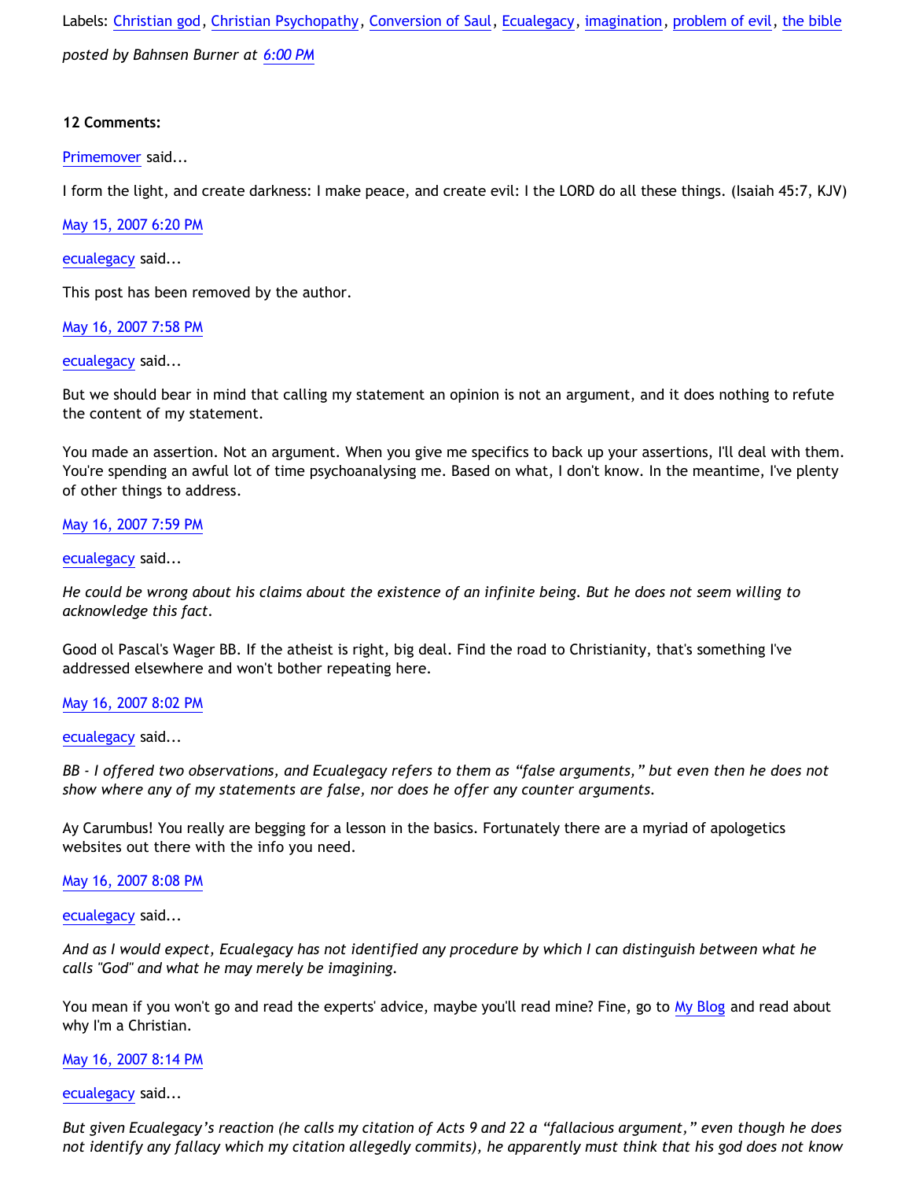Labels: Christian god, Christian Psychopathy, Conversion of Saul, Ecualegacy, imagination, problem of evil, the bible

*posted by Bahnsen Burner at 6:00 PM*

**12 Comments:**

Primemover said...

I form the light, and create darkness: I make peace, and create evil: I the LORD do all these things. (Isaiah 45:7, KJV)

May 15, 2007 6:20 PM

ecualegacy said...

This post has been removed by the author.

May 16, 2007 7:58 PM

ecualegacy said...

But we should bear in mind that calling my statement an opinion is not an argument, and it does nothing to refute the content of my statement.

You made an assertion. Not an argument. When you give me specifics to back up your assertions, I'll deal with them. You're spending an awful lot of time psychoanalysing me. Based on what, I don't know. In the meantime, I've plenty of other things to address.

May 16, 2007 7:59 PM

ecualegacy said...

*He could be wrong about his claims about the existence of an infinite being. But he does not seem willing to acknowledge this fact.*

Good ol Pascal's Wager BB. If the atheist is right, big deal. Find the road to Christianity, that's something I've addressed elsewhere and won't bother repeating here.

May 16, 2007 8:02 PM

ecualegacy said...

*BB - I offered two observations, and Ecualegacy refers to them as "false arguments," but even then he does not show where any of my statements are false, nor does he offer any counter arguments.*

Ay Carumbus! You really are begging for a lesson in the basics. Fortunately there are a myriad of apologetics websites out there with the info you need.

May 16, 2007 8:08 PM

ecualegacy said...

*And as I would expect, Ecualegacy has not identified any procedure by which I can distinguish between what he calls "God" and what he may merely be imagining.*

You mean if you won't go and read the experts' advice, maybe you'll read mine? Fine, go to My Blog and read about why I'm a Christian.

May 16, 2007 8:14 PM

ecualegacy said...

*But given Ecualegacy's reaction (he calls my citation of Acts 9 and 22 a "fallacious argument," even though he does not identify any fallacy which my citation allegedly commits), he apparently must think that his god does not know*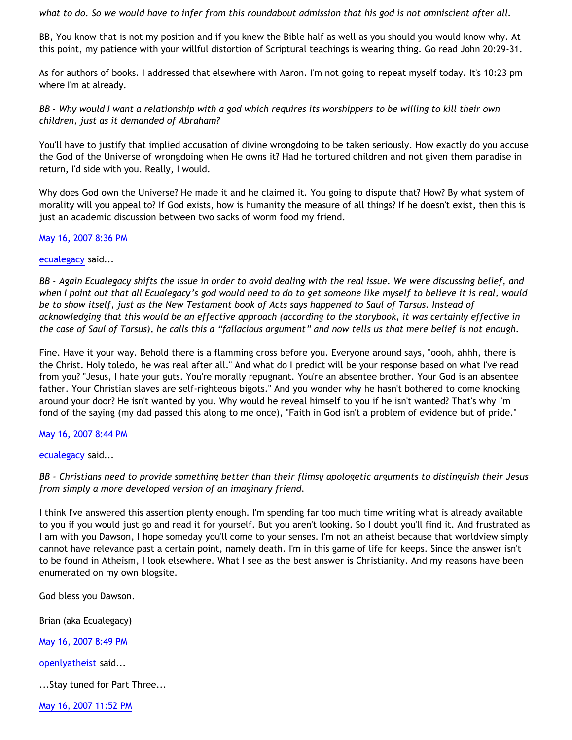*what to do. So we would have to infer from this roundabout admission that his god is not omniscient after all.*

BB, You know that is not my position and if you knew the Bible half as well as you should you would know why. At this point, my patience with your willful distortion of Scriptural teachings is wearing thing. Go read John 20:29-31.

As for authors of books. I addressed that elsewhere with Aaron. I'm not going to repeat myself today. It's 10:23 pm where I'm at already.

*BB - Why would I want a relationship with a god which requires its worshippers to be willing to kill their own children, just as it demanded of Abraham?*

You'll have to justify that implied accusation of divine wrongdoing to be taken seriously. How exactly do you accuse the God of the Universe of wrongdoing when He owns it? Had he tortured children and not given them paradise in return, I'd side with you. Really, I would.

Why does God own the Universe? He made it and he claimed it. You going to dispute that? How? By what system of morality will you appeal to? If God exists, how is humanity the measure of all things? If he doesn't exist, then this is just an academic discussion between two sacks of worm food my friend.

May 16, 2007 8:36 PM

ecualegacy said...

*BB - Again Ecualegacy shifts the issue in order to avoid dealing with the real issue. We were discussing belief, and when I point out that all Ecualegacy's god would need to do to get someone like myself to believe it is real, would be to show itself, just as the New Testament book of Acts says happened to Saul of Tarsus. Instead of acknowledging that this would be an effective approach (according to the storybook, it was certainly effective in the case of Saul of Tarsus), he calls this a "fallacious argument" and now tells us that mere belief is not enough.*

Fine. Have it your way. Behold there is a flamming cross before you. Everyone around says, "oooh, ahhh, there is the Christ. Holy toledo, he was real after all." And what do I predict will be your response based on what I've read from you? "Jesus, I hate your guts. You're morally repugnant. You're an absentee brother. Your God is an absentee father. Your Christian slaves are self-righteous bigots." And you wonder why he hasn't bothered to come knocking around your door? He isn't wanted by you. Why would he reveal himself to you if he isn't wanted? That's why I'm fond of the saying (my dad passed this along to me once), "Faith in God isn't a problem of evidence but of pride."

May 16, 2007 8:44 PM

ecualegacy said...

*BB - Christians need to provide something better than their flimsy apologetic arguments to distinguish their Jesus from simply a more developed version of an imaginary friend.*

I think I've answered this assertion plenty enough. I'm spending far too much time writing what is already available to you if you would just go and read it for yourself. But you aren't looking. So I doubt you'll find it. And frustrated as I am with you Dawson, I hope someday you'll come to your senses. I'm not an atheist because that worldview simply cannot have relevance past a certain point, namely death. I'm in this game of life for keeps. Since the answer isn't to be found in Atheism, I look elsewhere. What I see as the best answer is Christianity. And my reasons have been enumerated on my own blogsite.

God bless you Dawson.

Brian (aka Ecualegacy)

May 16, 2007 8:49 PM

openlyatheist said...

...Stay tuned for Part Three...

May 16, 2007 11:52 PM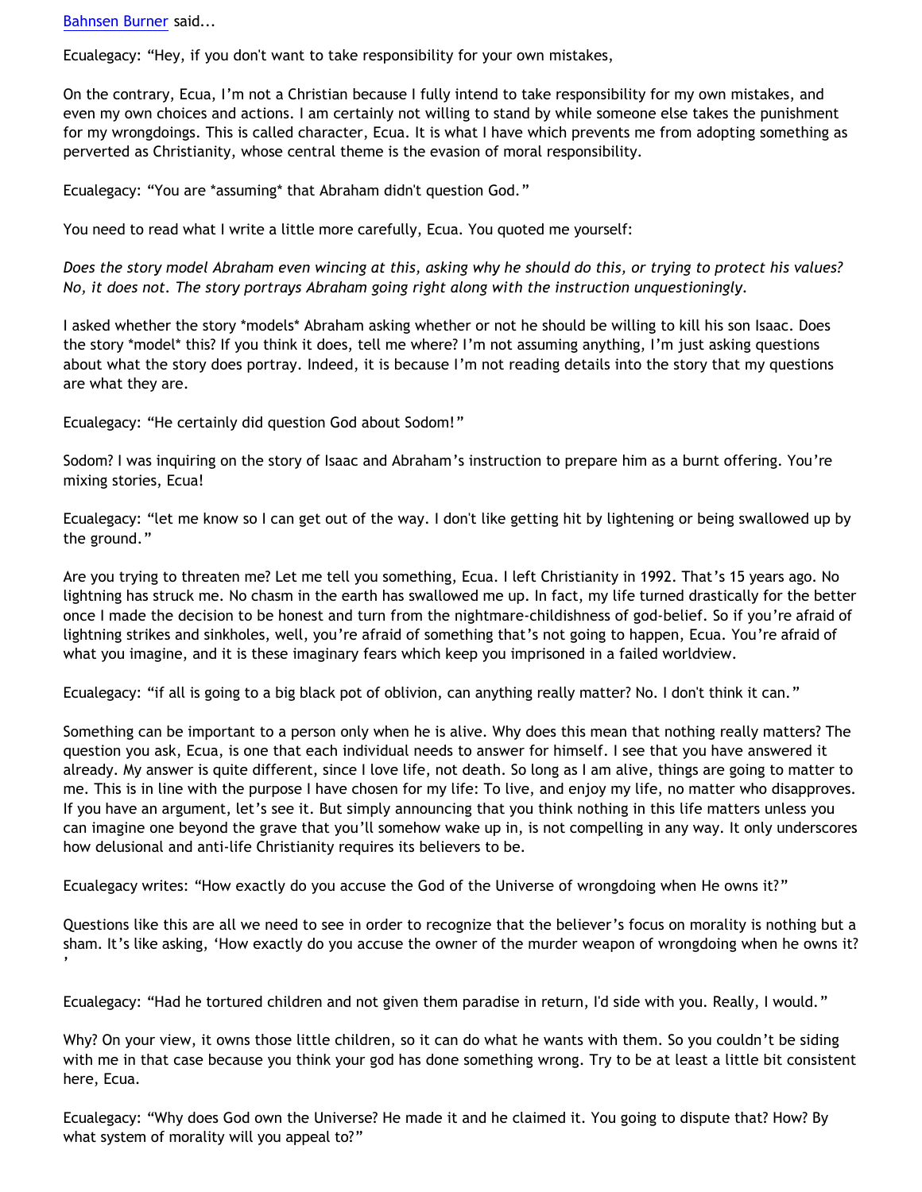[Bahnsen Burner](#) said...

Ecualegacy: “Hey, if you don't want to take responsibility for your own mistakes,

On the contrary, Ecua, I’m not a Christian because I fully intend to take responsibility for my own mistakes, and even my own choices and actions. I am certainly not willing to stand by while someone else takes the punishment for my wrongdoings. This is called character, Ecua. It is what I have which prevents me from adopting something as perverted as Christianity, whose central theme is the evasion of moral responsibility.

Ecualegacy: “You are *assuming* that Abraham didn't question God.”

You need to read what I write a little more carefully, Ecua. You quoted me yourself:

*Does the story model Abraham even wincing at this, asking why he should do this, or trying to protect his values? No, it does not. The story portrays Abraham going right along with the instruction unquestioningly.*

I asked whether the story *models* Abraham asking whether or not he should be willing to kill his son Isaac. Does the story *model* this? If you think it does, tell me where? I’m not assuming anything, I’m just asking questions about what the story does portray. Indeed, it is because I’m not reading details into the story that my questions are what they are.

Ecualegacy: “He certainly did question God about Sodom!”

Sodom? I was inquiring on the story of Isaac and Abraham’s instruction to prepare him as a burnt offering. You’re mixing stories, Ecua!

Ecualegacy: “let me know so I can get out of the way. I don't like getting hit by lightening or being swallowed up by the ground.”

Are you trying to threaten me? Let me tell you something, Ecua. I left Christianity in 1992. That’s 15 years ago. No lightning has struck me. No chasm in the earth has swallowed me up. In fact, my life turned drastically for the better once I made the decision to be honest and turn from the nightmare-childishness of god-belief. So if you’re afraid of lightning strikes and sinkholes, well, you’re afraid of something that’s not going to happen, Ecua. You’re afraid of what you imagine, and it is these imaginary fears which keep you imprisoned in a failed worldview.

Ecualegacy: “if all is going to a big black pot of oblivion, can anything really matter? No. I don't think it can.”

Something can be important to a person only when he is alive. Why does this mean that nothing really matters? The question you ask, Ecua, is one that each individual needs to answer for himself. I see that you have answered it already. My answer is quite different, since I love life, not death. So long as I am alive, things are going to matter to me. This is in line with the purpose I have chosen for my life: To live, and enjoy my life, no matter who disapproves. If you have an argument, let’s see it. But simply announcing that you think nothing in this life matters unless you can imagine one beyond the grave that you’ll somehow wake up in, is not compelling in any way. It only underscores how delusional and anti-life Christianity requires its believers to be.

Ecualegacy writes: “How exactly do you accuse the God of the Universe of wrongdoing when He owns it?”

Questions like this are all we need to see in order to recognize that the believer’s focus on morality is nothing but a sham. It’s like asking, ‘How exactly do you accuse the owner of the murder weapon of wrongdoing when he owns it?’

Ecualegacy: “Had he tortured children and not given them paradise in return, I'd side with you. Really, I would.”

Why? On your view, it owns those little children, so it can do what he wants with them. So you couldn’t be siding with me in that case because you think your god has done something wrong. Try to be at least a little bit consistent here, Ecua.

Ecualegacy: “Why does God own the Universe? He made it and he claimed it. You going to dispute that? How? By what system of morality will you appeal to?”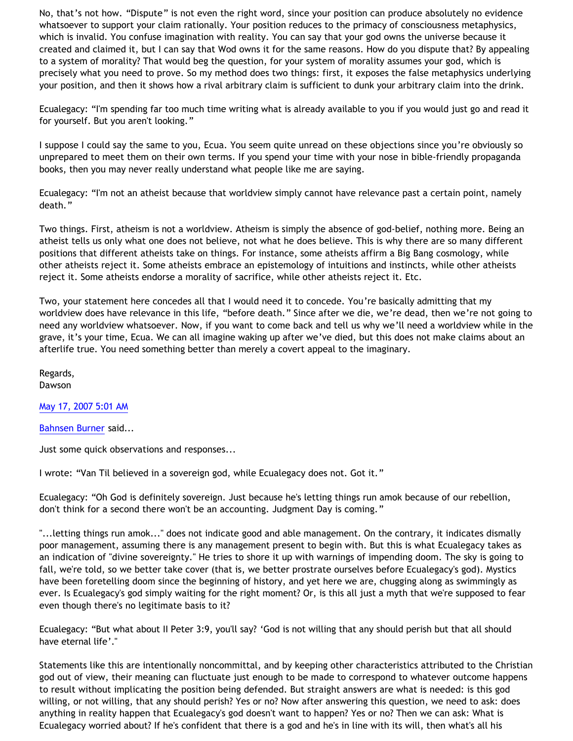No, that's not how. "Dispute" is not even the right word, since your position can produce absolutely no evidence whatsoever to support your claim rationally. Your position reduces to the primacy of consciousness metaphysics, which is invalid. You confuse imagination with reality. You can say that your god owns the universe because it created and claimed it, but I can say that Wod owns it for the same reasons. How do you dispute that? By appealing to a system of morality? That would beg the question, for your system of morality assumes your god, which is precisely what you need to prove. So my method does two things: first, it exposes the false metaphysics underlying your position, and then it shows how a rival arbitrary claim is sufficient to dunk your arbitrary claim into the drink.

Ecualegacy: "I'm spending far too much time writing what is already available to you if you would just go and read it for yourself. But you aren't looking."

I suppose I could say the same to you, Ecua. You seem quite unread on these objections since you're obviously so unprepared to meet them on their own terms. If you spend your time with your nose in bible-friendly propaganda books, then you may never really understand what people like me are saying.

Ecualegacy: "I'm not an atheist because that worldview simply cannot have relevance past a certain point, namely death."

Two things. First, atheism is not a worldview. Atheism is simply the absence of god-belief, nothing more. Being an atheist tells us only what one does not believe, not what he does believe. This is why there are so many different positions that different atheists take on things. For instance, some atheists affirm a Big Bang cosmology, while other atheists reject it. Some atheists embrace an epistemology of intuitions and instincts, while other atheists reject it. Some atheists endorse a morality of sacrifice, while other atheists reject it. Etc.

Two, your statement here concedes all that I would need it to concede. You're basically admitting that my worldview does have relevance in this life, "before death." Since after we die, we're dead, then we're not going to need any worldview whatsoever. Now, if you want to come back and tell us why we'll need a worldview while in the grave, it's your time, Ecua. We can all imagine waking up after we've died, but this does not make claims about an afterlife true. You need something better than merely a covert appeal to the imaginary.

Regards,
Dawson

May 17, 2007 5:01 AM

Bahnsen Burner said...

Just some quick observations and responses...

I wrote: "Van Til believed in a sovereign god, while Ecualegacy does not. Got it."

Ecualegacy: "Oh God is definitely sovereign. Just because he's letting things run amok because of our rebellion, don't think for a second there won't be an accounting. Judgment Day is coming."

"...letting things run amok..." does not indicate good and able management. On the contrary, it indicates dismally poor management, assuming there is any management present to begin with. But this is what Ecualegacy takes as an indication of "divine sovereignty." He tries to shore it up with warnings of impending doom. The sky is going to fall, we're told, so we better take cover (that is, we better prostrate ourselves before Ecualegacy's god). Mystics have been foretelling doom since the beginning of history, and yet here we are, chugging along as swimmingly as ever. Is Ecualegacy's god simply waiting for the right moment? Or, is this all just a myth that we're supposed to fear even though there's no legitimate basis to it?

Ecualegacy: "But what about II Peter 3:9, you'll say? 'God is not willing that any should perish but that all should have eternal life'."

Statements like this are intentionally noncommittal, and by keeping other characteristics attributed to the Christian god out of view, their meaning can fluctuate just enough to be made to correspond to whatever outcome happens to result without implicating the position being defended. But straight answers are what is needed: is this god willing, or not willing, that any should perish? Yes or no? Now after answering this question, we need to ask: does anything in reality happen that Ecualegacy's god doesn't want to happen? Yes or no? Then we can ask: What is Ecualegacy worried about? If he's confident that there is a god and he's in line with its will, then what's all his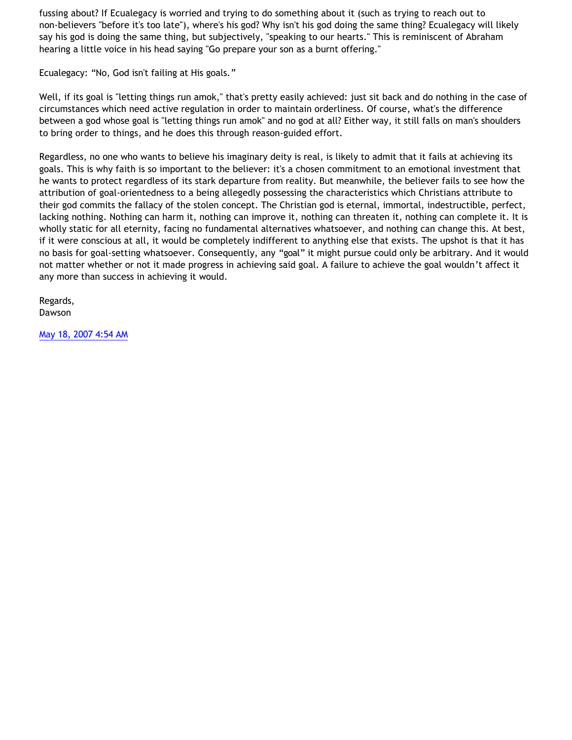fussing about? If Ecualegacy is worried and trying to do something about it (such as trying to reach out to non-believers "before it's too late"), where's his god? Why isn't his god doing the same thing? Ecualegacy will likely say his god is doing the same thing, but subjectively, "speaking to our hearts." This is reminiscent of Abraham hearing a little voice in his head saying "Go prepare your son as a burnt offering."

Ecualegacy: “No, God isn't failing at His goals.”

Well, if its goal is "letting things run amok," that's pretty easily achieved: just sit back and do nothing in the case of circumstances which need active regulation in order to maintain orderliness. Of course, what's the difference between a god whose goal is "letting things run amok" and no god at all? Either way, it still falls on man's shoulders to bring order to things, and he does this through reason-guided effort.

Regardless, no one who wants to believe his imaginary deity is real, is likely to admit that it fails at achieving its goals. This is why faith is so important to the believer: it's a chosen commitment to an emotional investment that he wants to protect regardless of its stark departure from reality. But meanwhile, the believer fails to see how the attribution of goal-orientedness to a being allegedly possessing the characteristics which Christians attribute to their god commits the fallacy of the stolen concept. The Christian god is eternal, immortal, indestructible, perfect, lacking nothing. Nothing can harm it, nothing can improve it, nothing can threaten it, nothing can complete it. It is wholly static for all eternity, facing no fundamental alternatives whatsoever, and nothing can change this. At best, if it were conscious at all, it would be completely indifferent to anything else that exists. The upshot is that it has no basis for goal-setting whatsoever. Consequently, any “goal” it might pursue could only be arbitrary. And it would not matter whether or not it made progress in achieving said goal. A failure to achieve the goal wouldn’t affect it any more than success in achieving it would.

Regards,
Dawson

May 18, 2007 4:54 AM